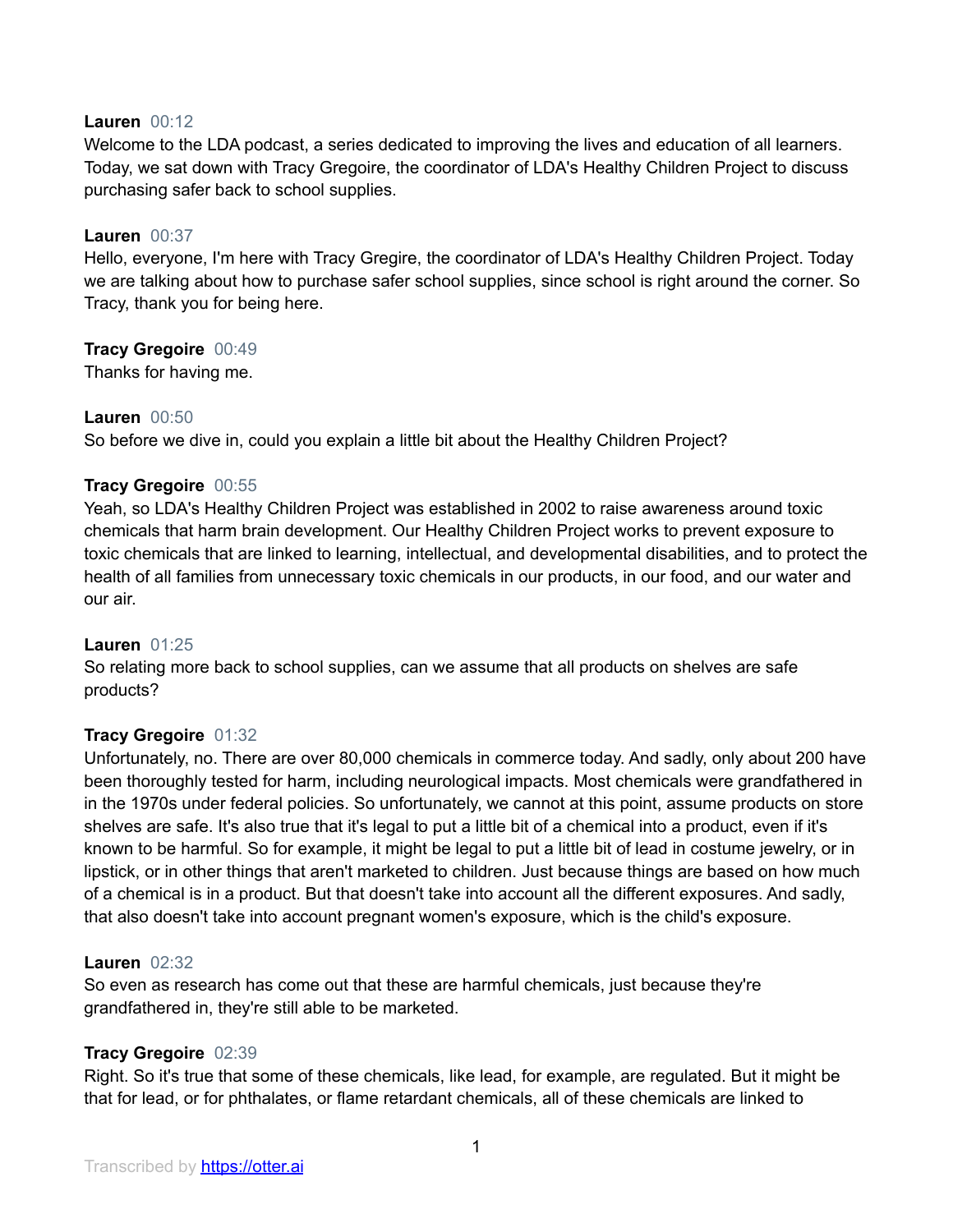**Lauren** 00:12
Welcome to the LDA podcast, a series dedicated to improving the lives and education of all learners. Today, we sat down with Tracy Gregoire, the coordinator of LDA's Healthy Children Project to discuss purchasing safer back to school supplies.

**Lauren** 00:37
Hello, everyone, I'm here with Tracy Gregire, the coordinator of LDA's Healthy Children Project. Today we are talking about how to purchase safer school supplies, since school is right around the corner. So Tracy, thank you for being here.

**Tracy Gregoire** 00:49
Thanks for having me.

**Lauren** 00:50
So before we dive in, could you explain a little bit about the Healthy Children Project?

**Tracy Gregoire** 00:55
Yeah, so LDA's Healthy Children Project was established in 2002 to raise awareness around toxic chemicals that harm brain development. Our Healthy Children Project works to prevent exposure to toxic chemicals that are linked to learning, intellectual, and developmental disabilities, and to protect the health of all families from unnecessary toxic chemicals in our products, in our food, and our water and our air.

**Lauren** 01:25
So relating more back to school supplies, can we assume that all products on shelves are safe products?

**Tracy Gregoire** 01:32
Unfortunately, no. There are over 80,000 chemicals in commerce today. And sadly, only about 200 have been thoroughly tested for harm, including neurological impacts. Most chemicals were grandfathered in in the 1970s under federal policies. So unfortunately, we cannot at this point, assume products on store shelves are safe. It's also true that it's legal to put a little bit of a chemical into a product, even if it's known to be harmful. So for example, it might be legal to put a little bit of lead in costume jewelry, or in lipstick, or in other things that aren't marketed to children. Just because things are based on how much of a chemical is in a product. But that doesn't take into account all the different exposures. And sadly, that also doesn't take into account pregnant women's exposure, which is the child's exposure.

**Lauren** 02:32
So even as research has come out that these are harmful chemicals, just because they're grandfathered in, they're still able to be marketed.

**Tracy Gregoire** 02:39
Right. So it's true that some of these chemicals, like lead, for example, are regulated. But it might be that for lead, or for phthalates, or flame retardant chemicals, all of these chemicals are linked to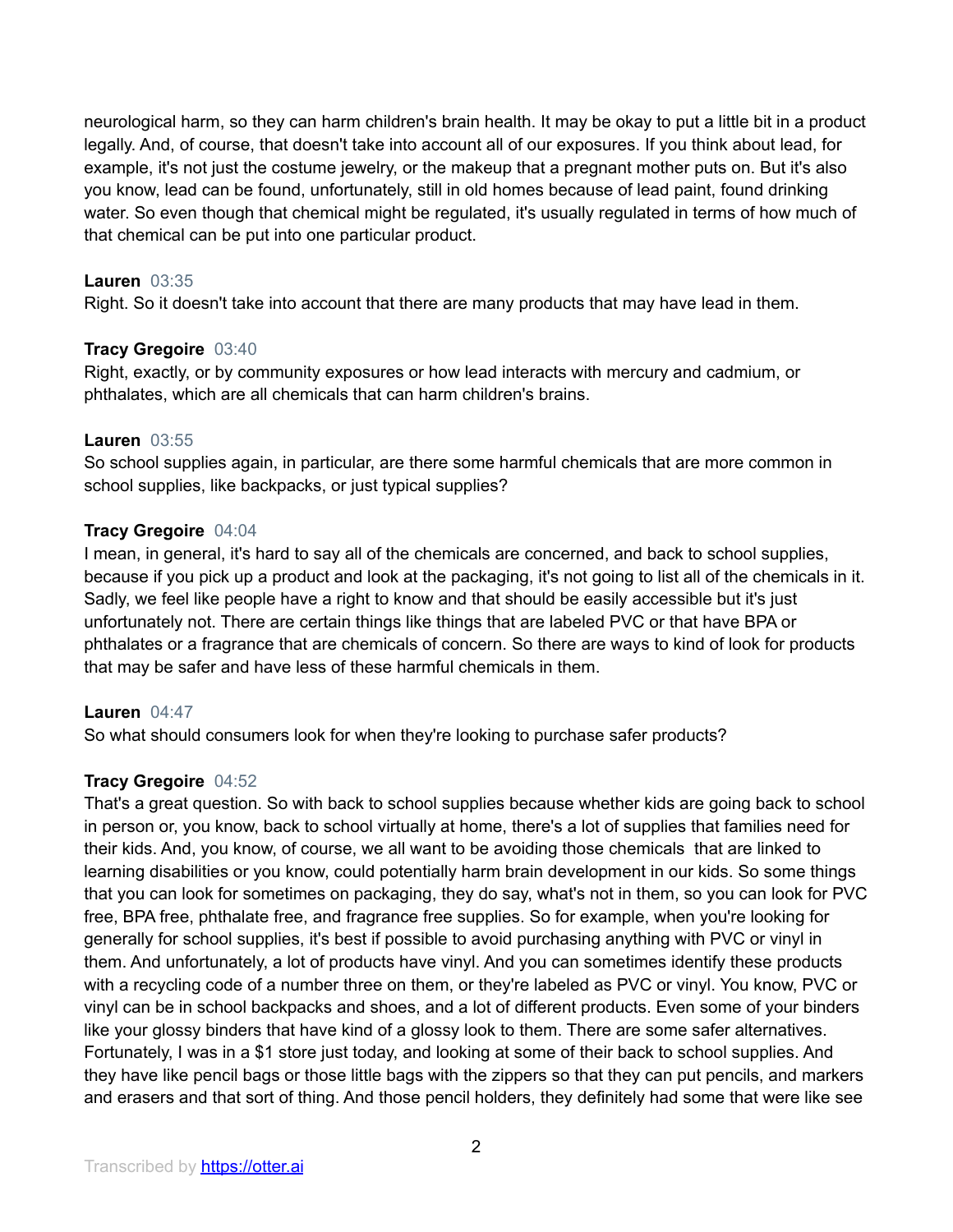neurological harm, so they can harm children's brain health. It may be okay to put a little bit in a product legally. And, of course, that doesn't take into account all of our exposures. If you think about lead, for example, it's not just the costume jewelry, or the makeup that a pregnant mother puts on. But it's also you know, lead can be found, unfortunately, still in old homes because of lead paint, found drinking water. So even though that chemical might be regulated, it's usually regulated in terms of how much of that chemical can be put into one particular product.

**Lauren** 03:35
Right. So it doesn't take into account that there are many products that may have lead in them.

**Tracy Gregoire** 03:40
Right, exactly, or by community exposures or how lead interacts with mercury and cadmium, or phthalates, which are all chemicals that can harm children's brains.

**Lauren** 03:55
So school supplies again, in particular, are there some harmful chemicals that are more common in school supplies, like backpacks, or just typical supplies?

**Tracy Gregoire** 04:04
I mean, in general, it's hard to say all of the chemicals are concerned, and back to school supplies, because if you pick up a product and look at the packaging, it's not going to list all of the chemicals in it. Sadly, we feel like people have a right to know and that should be easily accessible but it's just unfortunately not. There are certain things like things that are labeled PVC or that have BPA or phthalates or a fragrance that are chemicals of concern. So there are ways to kind of look for products that may be safer and have less of these harmful chemicals in them.

**Lauren** 04:47
So what should consumers look for when they're looking to purchase safer products?

**Tracy Gregoire** 04:52
That's a great question. So with back to school supplies because whether kids are going back to school in person or, you know, back to school virtually at home, there's a lot of supplies that families need for their kids. And, you know, of course, we all want to be avoiding those chemicals that are linked to learning disabilities or you know, could potentially harm brain development in our kids. So some things that you can look for sometimes on packaging, they do say, what's not in them, so you can look for PVC free, BPA free, phthalate free, and fragrance free supplies. So for example, when you're looking for generally for school supplies, it's best if possible to avoid purchasing anything with PVC or vinyl in them. And unfortunately, a lot of products have vinyl. And you can sometimes identify these products with a recycling code of a number three on them, or they're labeled as PVC or vinyl. You know, PVC or vinyl can be in school backpacks and shoes, and a lot of different products. Even some of your binders like your glossy binders that have kind of a glossy look to them. There are some safer alternatives. Fortunately, I was in a $1 store just today, and looking at some of their back to school supplies. And they have like pencil bags or those little bags with the zippers so that they can put pencils, and markers and erasers and that sort of thing. And those pencil holders, they definitely had some that were like see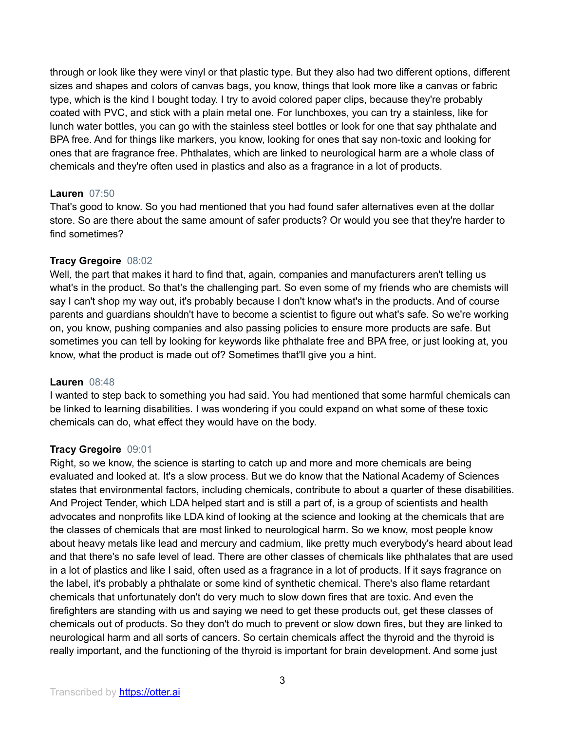through or look like they were vinyl or that plastic type. But they also had two different options, different sizes and shapes and colors of canvas bags, you know, things that look more like a canvas or fabric type, which is the kind I bought today. I try to avoid colored paper clips, because they're probably coated with PVC, and stick with a plain metal one. For lunchboxes, you can try a stainless, like for lunch water bottles, you can go with the stainless steel bottles or look for one that say phthalate and BPA free. And for things like markers, you know, looking for ones that say non-toxic and looking for ones that are fragrance free. Phthalates, which are linked to neurological harm are a whole class of chemicals and they're often used in plastics and also as a fragrance in a lot of products.

**Lauren** 07:50
That's good to know. So you had mentioned that you had found safer alternatives even at the dollar store. So are there about the same amount of safer products? Or would you see that they're harder to find sometimes?

**Tracy Gregoire** 08:02
Well, the part that makes it hard to find that, again, companies and manufacturers aren't telling us what's in the product. So that's the challenging part. So even some of my friends who are chemists will say I can't shop my way out, it's probably because I don't know what's in the products. And of course parents and guardians shouldn't have to become a scientist to figure out what's safe. So we're working on, you know, pushing companies and also passing policies to ensure more products are safe. But sometimes you can tell by looking for keywords like phthalate free and BPA free, or just looking at, you know, what the product is made out of? Sometimes that'll give you a hint.

**Lauren** 08:48
I wanted to step back to something you had said. You had mentioned that some harmful chemicals can be linked to learning disabilities. I was wondering if you could expand on what some of these toxic chemicals can do, what effect they would have on the body.

**Tracy Gregoire** 09:01
Right, so we know, the science is starting to catch up and more and more chemicals are being evaluated and looked at. It's a slow process. But we do know that the National Academy of Sciences states that environmental factors, including chemicals, contribute to about a quarter of these disabilities. And Project Tender, which LDA helped start and is still a part of, is a group of scientists and health advocates and nonprofits like LDA kind of looking at the science and looking at the chemicals that are the classes of chemicals that are most linked to neurological harm. So we know, most people know about heavy metals like lead and mercury and cadmium, like pretty much everybody's heard about lead and that there's no safe level of lead. There are other classes of chemicals like phthalates that are used in a lot of plastics and like I said, often used as a fragrance in a lot of products. If it says fragrance on the label, it's probably a phthalate or some kind of synthetic chemical. There's also flame retardant chemicals that unfortunately don't do very much to slow down fires that are toxic. And even the firefighters are standing with us and saying we need to get these products out, get these classes of chemicals out of products. So they don't do much to prevent or slow down fires, but they are linked to neurological harm and all sorts of cancers. So certain chemicals affect the thyroid and the thyroid is really important, and the functioning of the thyroid is important for brain development. And some just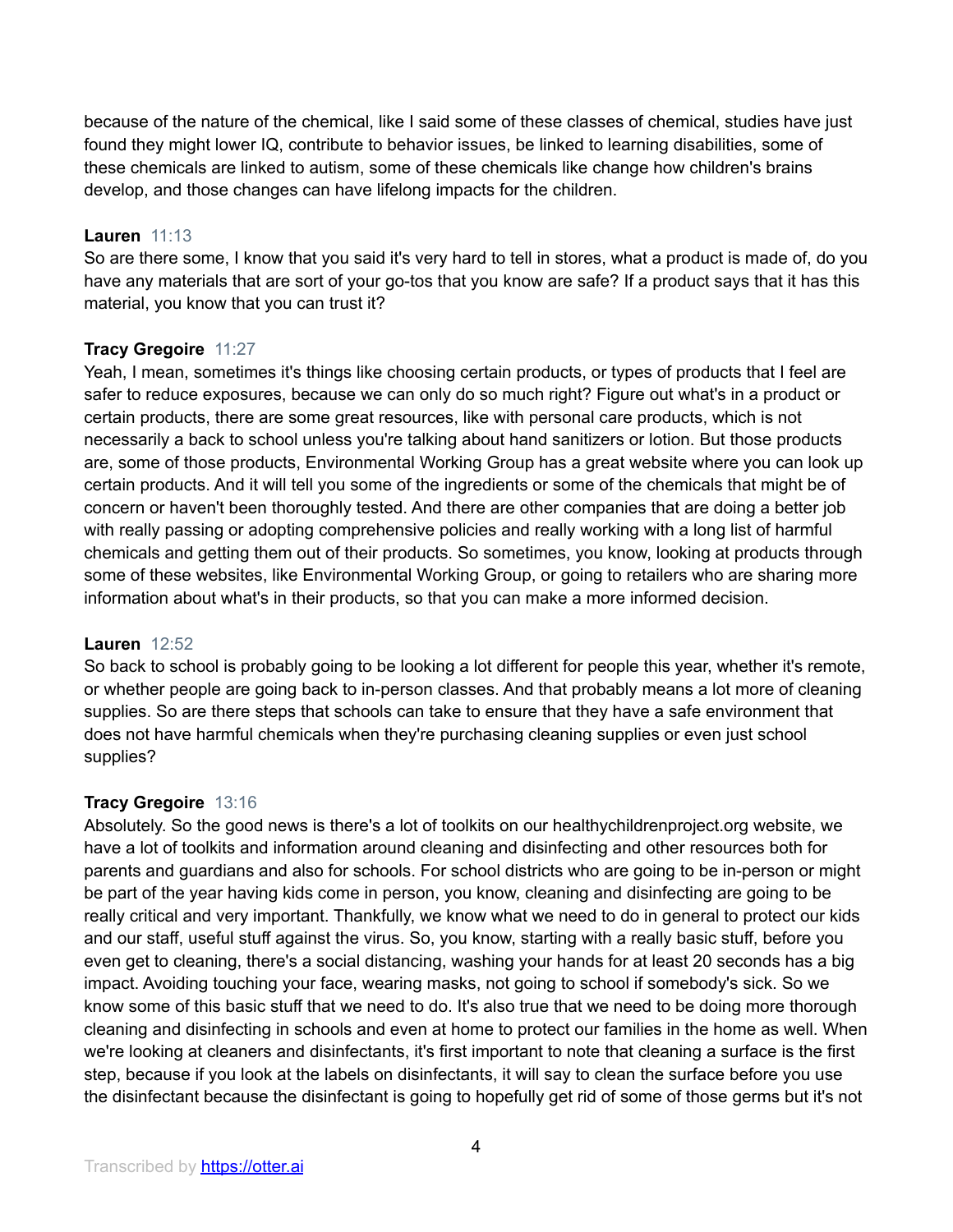because of the nature of the chemical, like I said some of these classes of chemical, studies have just found they might lower IQ, contribute to behavior issues, be linked to learning disabilities, some of these chemicals are linked to autism, some of these chemicals like change how children's brains develop, and those changes can have lifelong impacts for the children.

**Lauren** 11:13
So are there some, I know that you said it's very hard to tell in stores, what a product is made of, do you have any materials that are sort of your go-tos that you know are safe? If a product says that it has this material, you know that you can trust it?

**Tracy Gregoire** 11:27
Yeah, I mean, sometimes it's things like choosing certain products, or types of products that I feel are safer to reduce exposures, because we can only do so much right? Figure out what's in a product or certain products, there are some great resources, like with personal care products, which is not necessarily a back to school unless you're talking about hand sanitizers or lotion. But those products are, some of those products, Environmental Working Group has a great website where you can look up certain products. And it will tell you some of the ingredients or some of the chemicals that might be of concern or haven't been thoroughly tested. And there are other companies that are doing a better job with really passing or adopting comprehensive policies and really working with a long list of harmful chemicals and getting them out of their products. So sometimes, you know, looking at products through some of these websites, like Environmental Working Group, or going to retailers who are sharing more information about what's in their products, so that you can make a more informed decision.

**Lauren** 12:52
So back to school is probably going to be looking a lot different for people this year, whether it's remote, or whether people are going back to in-person classes. And that probably means a lot more of cleaning supplies. So are there steps that schools can take to ensure that they have a safe environment that does not have harmful chemicals when they're purchasing cleaning supplies or even just school supplies?

**Tracy Gregoire** 13:16
Absolutely. So the good news is there's a lot of toolkits on our healthychildrenproject.org website, we have a lot of toolkits and information around cleaning and disinfecting and other resources both for parents and guardians and also for schools. For school districts who are going to be in-person or might be part of the year having kids come in person, you know, cleaning and disinfecting are going to be really critical and very important. Thankfully, we know what we need to do in general to protect our kids and our staff, useful stuff against the virus. So, you know, starting with a really basic stuff, before you even get to cleaning, there's a social distancing, washing your hands for at least 20 seconds has a big impact. Avoiding touching your face, wearing masks, not going to school if somebody's sick. So we know some of this basic stuff that we need to do. It's also true that we need to be doing more thorough cleaning and disinfecting in schools and even at home to protect our families in the home as well. When we're looking at cleaners and disinfectants, it's first important to note that cleaning a surface is the first step, because if you look at the labels on disinfectants, it will say to clean the surface before you use the disinfectant because the disinfectant is going to hopefully get rid of some of those germs but it's not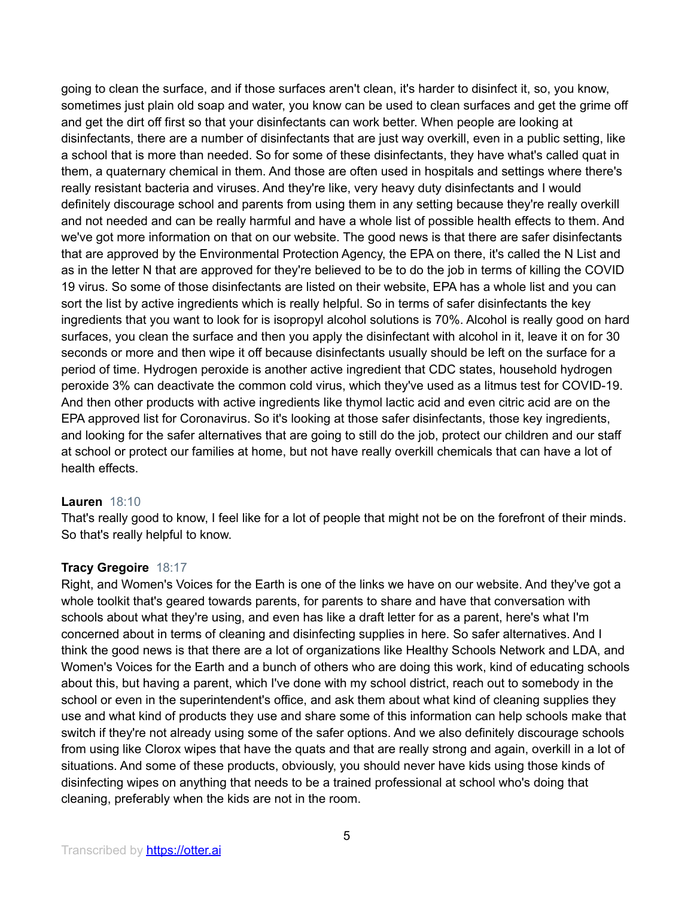going to clean the surface, and if those surfaces aren't clean, it's harder to disinfect it, so, you know, sometimes just plain old soap and water, you know can be used to clean surfaces and get the grime off and get the dirt off first so that your disinfectants can work better. When people are looking at disinfectants, there are a number of disinfectants that are just way overkill, even in a public setting, like a school that is more than needed. So for some of these disinfectants, they have what's called quat in them, a quaternary chemical in them. And those are often used in hospitals and settings where there's really resistant bacteria and viruses. And they're like, very heavy duty disinfectants and I would definitely discourage school and parents from using them in any setting because they're really overkill and not needed and can be really harmful and have a whole list of possible health effects to them. And we've got more information on that on our website. The good news is that there are safer disinfectants that are approved by the Environmental Protection Agency, the EPA on there, it's called the N List and as in the letter N that are approved for they're believed to be to do the job in terms of killing the COVID 19 virus. So some of those disinfectants are listed on their website, EPA has a whole list and you can sort the list by active ingredients which is really helpful. So in terms of safer disinfectants the key ingredients that you want to look for is isopropyl alcohol solutions is 70%. Alcohol is really good on hard surfaces, you clean the surface and then you apply the disinfectant with alcohol in it, leave it on for 30 seconds or more and then wipe it off because disinfectants usually should be left on the surface for a period of time. Hydrogen peroxide is another active ingredient that CDC states, household hydrogen peroxide 3% can deactivate the common cold virus, which they've used as a litmus test for COVID-19. And then other products with active ingredients like thymol lactic acid and even citric acid are on the EPA approved list for Coronavirus. So it's looking at those safer disinfectants, those key ingredients, and looking for the safer alternatives that are going to still do the job, protect our children and our staff at school or protect our families at home, but not have really overkill chemicals that can have a lot of health effects.

**Lauren** 18:10
That's really good to know, I feel like for a lot of people that might not be on the forefront of their minds. So that's really helpful to know.

**Tracy Gregoire** 18:17
Right, and Women's Voices for the Earth is one of the links we have on our website. And they've got a whole toolkit that's geared towards parents, for parents to share and have that conversation with schools about what they're using, and even has like a draft letter for as a parent, here's what I'm concerned about in terms of cleaning and disinfecting supplies in here. So safer alternatives. And I think the good news is that there are a lot of organizations like Healthy Schools Network and LDA, and Women's Voices for the Earth and a bunch of others who are doing this work, kind of educating schools about this, but having a parent, which I've done with my school district, reach out to somebody in the school or even in the superintendent's office, and ask them about what kind of cleaning supplies they use and what kind of products they use and share some of this information can help schools make that switch if they're not already using some of the safer options. And we also definitely discourage schools from using like Clorox wipes that have the quats and that are really strong and again, overkill in a lot of situations. And some of these products, obviously, you should never have kids using those kinds of disinfecting wipes on anything that needs to be a trained professional at school who's doing that cleaning, preferably when the kids are not in the room.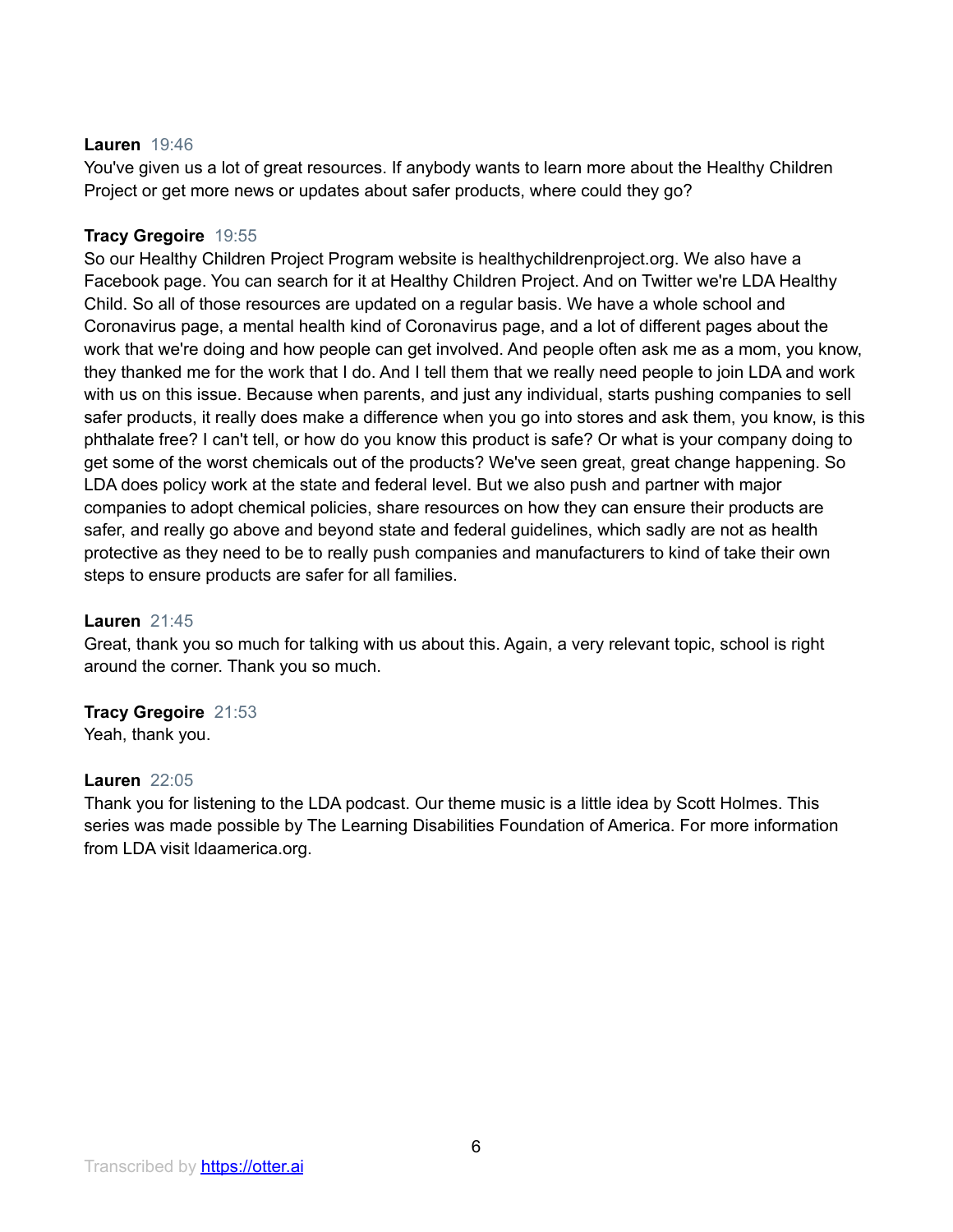**Lauren** 19:46
You've given us a lot of great resources. If anybody wants to learn more about the Healthy Children Project or get more news or updates about safer products, where could they go?

**Tracy Gregoire** 19:55
So our Healthy Children Project Program website is healthychildrenproject.org. We also have a Facebook page. You can search for it at Healthy Children Project. And on Twitter we're LDA Healthy Child. So all of those resources are updated on a regular basis. We have a whole school and Coronavirus page, a mental health kind of Coronavirus page, and a lot of different pages about the work that we're doing and how people can get involved. And people often ask me as a mom, you know, they thanked me for the work that I do. And I tell them that we really need people to join LDA and work with us on this issue. Because when parents, and just any individual, starts pushing companies to sell safer products, it really does make a difference when you go into stores and ask them, you know, is this phthalate free? I can't tell, or how do you know this product is safe? Or what is your company doing to get some of the worst chemicals out of the products? We've seen great, great change happening. So LDA does policy work at the state and federal level. But we also push and partner with major companies to adopt chemical policies, share resources on how they can ensure their products are safer, and really go above and beyond state and federal guidelines, which sadly are not as health protective as they need to be to really push companies and manufacturers to kind of take their own steps to ensure products are safer for all families.

**Lauren** 21:45
Great, thank you so much for talking with us about this. Again, a very relevant topic, school is right around the corner. Thank you so much.

**Tracy Gregoire** 21:53
Yeah, thank you.

**Lauren** 22:05
Thank you for listening to the LDA podcast. Our theme music is a little idea by Scott Holmes. This series was made possible by The Learning Disabilities Foundation of America. For more information from LDA visit ldaamerica.org.

Transcribed by https://otter.ai